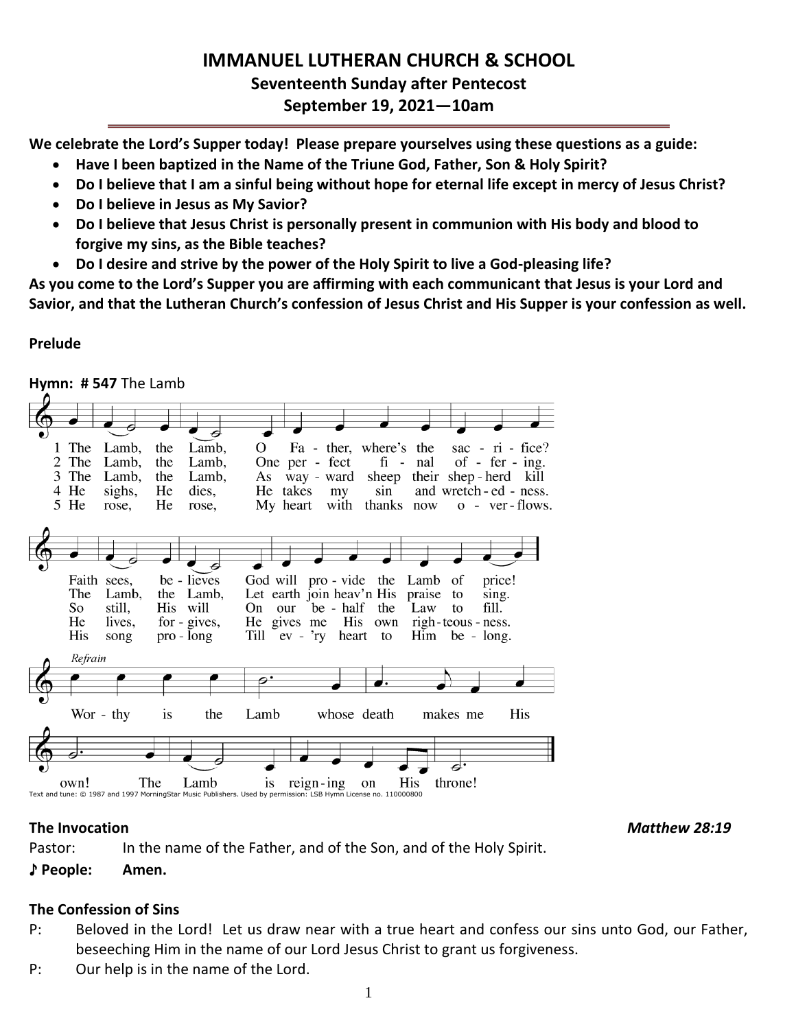# IMMANUEL LUTHERAN CHURCH & SCHOOL

### Seventeenth Sunday after Pentecost

### September 19, 2021—10am

**We celebrate the Lord's Supper today! Please prepare yourselves using these questions as a guide:**

- **Have I been baptized in the Name of the Triune God, Father, Son & Holy Spirit?**
- **Do I believe that I am a sinful being without hope for eternal life except in mercy of Jesus Christ?**
- **Do I believe in Jesus as My Savior?**
- **Do I believe that Jesus Christ is personally present in communion with His body and blood to forgive my sins, as the Bible teaches?**
- **Do I desire and strive by the power of the Holy Spirit to live a God-pleasing life?**

**As you come to the Lord's Supper you are affirming with each communicant that Jesus is your Lord and Savior, and that the Lutheran Church's confession of Jesus Christ and His Supper is your confession as well.**

**Prelude**

**Hymn: # 547** The Lamb

1 The Lamb, the Lamb, O Father, where's the sacrifice?
Faith sees, believes God will provide the Lamb of price!

2 The Lamb, the Lamb, One perfect final offering.
The Lamb, the Lamb, Let earth join heav'n His praise to sing.

3 The Lamb, the Lamb, As wayward sheep their shepherd kill
So still, His will On our behalf the Law to fill.

4 He sighs, He dies, He takes my sin and wretchedness.
He lives, forgives, He gives me His own righteousness.

5 He rose, He rose, My heart with thanks now overflows.
His song prolong Till ev'ry heart to Him belong.

*Refrain*
Worthy is the Lamb whose death makes me His own! The Lamb is reigning on His throne!

Text and tune: © 1987 and 1997 MorningStar Music Publishers. Used by permission: LSB Hymn License no. 110000800

**The Invocation** *Matthew 28:19*

Pastor: In the name of the Father, and of the Son, and of the Holy Spirit.

**♪ People: Amen.**

**The Confession of Sins**

P: Beloved in the Lord! Let us draw near with a true heart and confess our sins unto God, our Father, beseeching Him in the name of our Lord Jesus Christ to grant us forgiveness.

P: Our help is in the name of the Lord.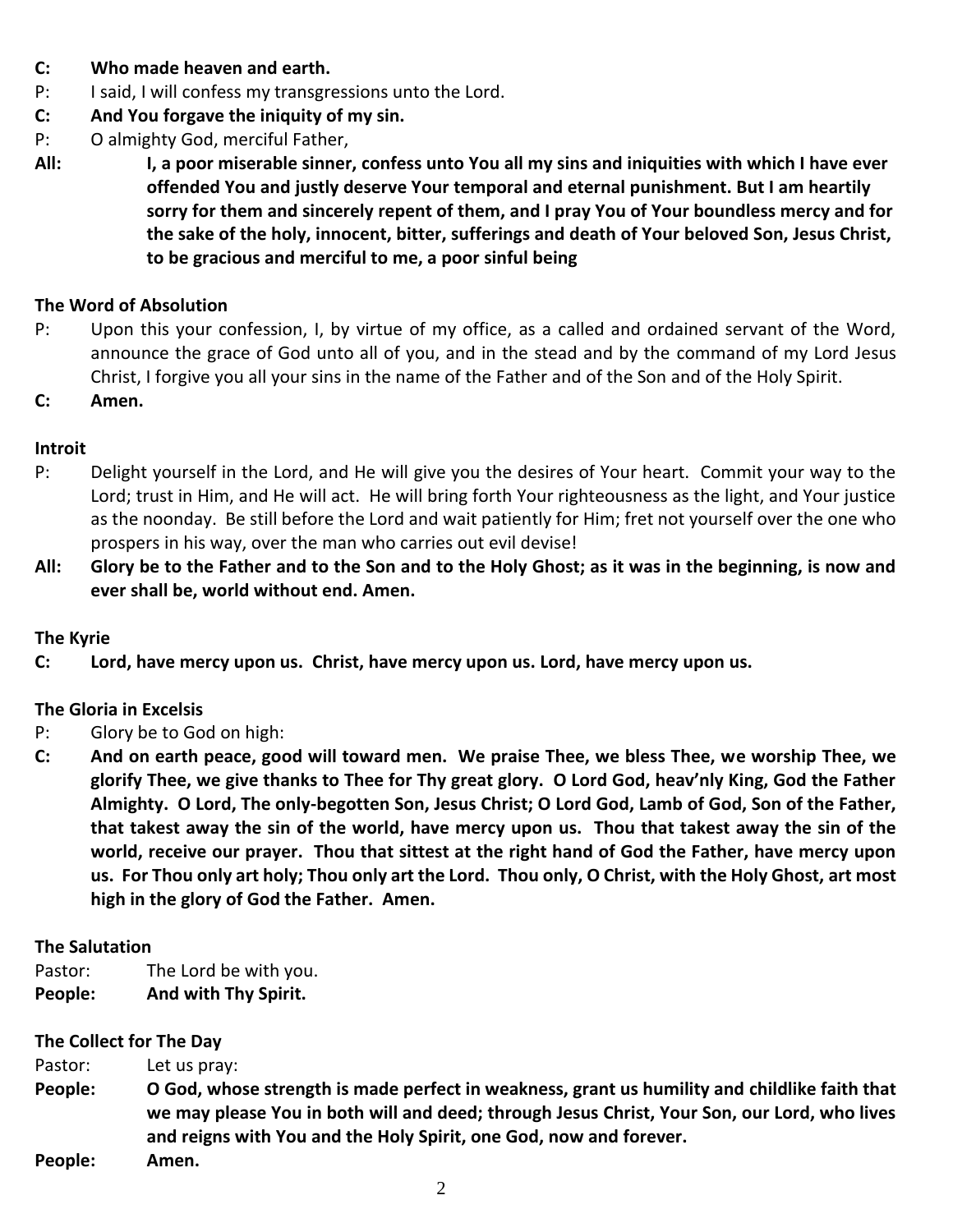**C: Who made heaven and earth.**

P: I said, I will confess my transgressions unto the Lord.

**C: And You forgave the iniquity of my sin.**

P: O almighty God, merciful Father,

**All: I, a poor miserable sinner, confess unto You all my sins and iniquities with which I have ever offended You and justly deserve Your temporal and eternal punishment. But I am heartily sorry for them and sincerely repent of them, and I pray You of Your boundless mercy and for the sake of the holy, innocent, bitter, sufferings and death of Your beloved Son, Jesus Christ, to be gracious and merciful to me, a poor sinful being**

### The Word of Absolution

P: Upon this your confession, I, by virtue of my office, as a called and ordained servant of the Word, announce the grace of God unto all of you, and in the stead and by the command of my Lord Jesus Christ, I forgive you all your sins in the name of the Father and of the Son and of the Holy Spirit.

**C: Amen.**

### Introit

P: Delight yourself in the Lord, and He will give you the desires of Your heart. Commit your way to the Lord; trust in Him, and He will act. He will bring forth Your righteousness as the light, and Your justice as the noonday. Be still before the Lord and wait patiently for Him; fret not yourself over the one who prospers in his way, over the man who carries out evil devise!

**All: Glory be to the Father and to the Son and to the Holy Ghost; as it was in the beginning, is now and ever shall be, world without end. Amen.**

### The Kyrie

**C: Lord, have mercy upon us. Christ, have mercy upon us. Lord, have mercy upon us.**

### The Gloria in Excelsis

P: Glory be to God on high:

**C: And on earth peace, good will toward men. We praise Thee, we bless Thee, we worship Thee, we glorify Thee, we give thanks to Thee for Thy great glory. O Lord God, heav'nly King, God the Father Almighty. O Lord, The only-begotten Son, Jesus Christ; O Lord God, Lamb of God, Son of the Father, that takest away the sin of the world, have mercy upon us. Thou that takest away the sin of the world, receive our prayer. Thou that sittest at the right hand of God the Father, have mercy upon us. For Thou only art holy; Thou only art the Lord. Thou only, O Christ, with the Holy Ghost, art most high in the glory of God the Father. Amen.**

### The Salutation

Pastor: The Lord be with you.

**People: And with Thy Spirit.**

### The Collect for The Day

Pastor: Let us pray:

**People: O God, whose strength is made perfect in weakness, grant us humility and childlike faith that we may please You in both will and deed; through Jesus Christ, Your Son, our Lord, who lives and reigns with You and the Holy Spirit, one God, now and forever.**

**People: Amen.**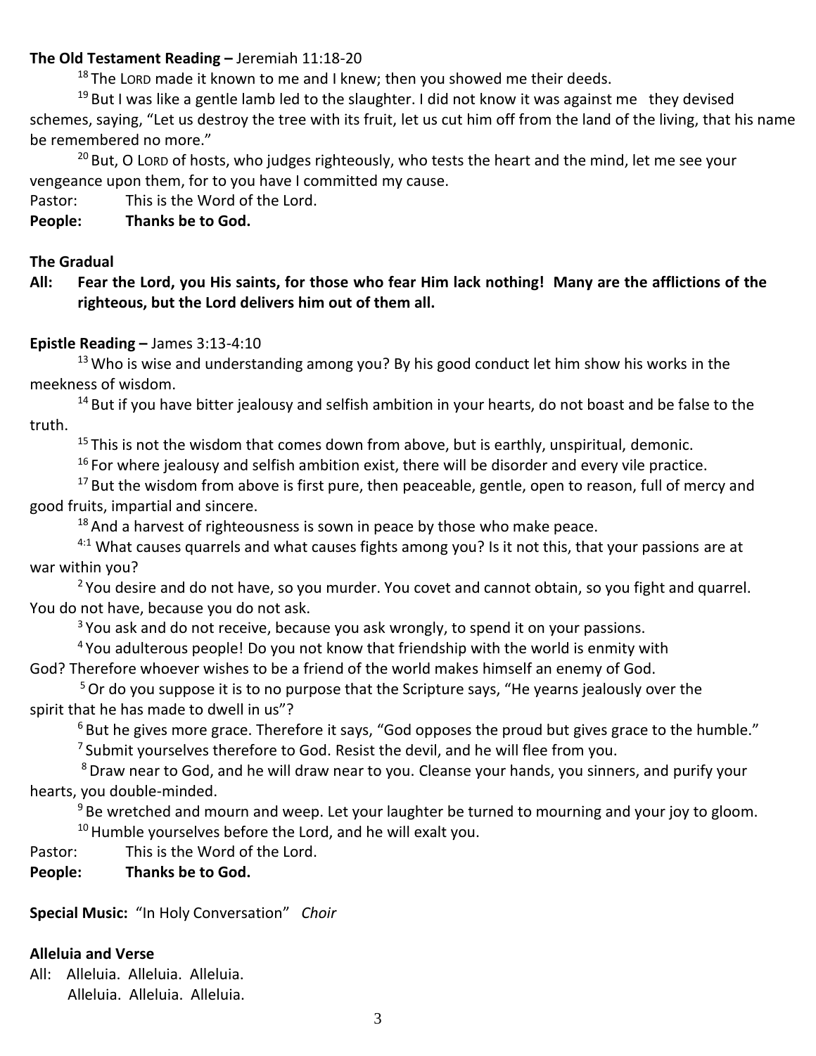**The Old Testament Reading –** Jeremiah 11:18-20

[18] The LORD made it known to me and I knew; then you showed me their deeds.

[19] But I was like a gentle lamb led to the slaughter. I did not know it was against me they devised schemes, saying, "Let us destroy the tree with its fruit, let us cut him off from the land of the living, that his name be remembered no more."

[20] But, O LORD of hosts, who judges righteously, who tests the heart and the mind, let me see your vengeance upon them, for to you have I committed my cause.

Pastor: This is the Word of the Lord.

**People: Thanks be to God.**

**The Gradual**

**All: Fear the Lord, you His saints, for those who fear Him lack nothing! Many are the afflictions of the righteous, but the Lord delivers him out of them all.**

**Epistle Reading –** James 3:13-4:10

[13] Who is wise and understanding among you? By his good conduct let him show his works in the meekness of wisdom.

[14] But if you have bitter jealousy and selfish ambition in your hearts, do not boast and be false to the truth.

[15] This is not the wisdom that comes down from above, but is earthly, unspiritual, demonic.

[16] For where jealousy and selfish ambition exist, there will be disorder and every vile practice.

[17] But the wisdom from above is first pure, then peaceable, gentle, open to reason, full of mercy and good fruits, impartial and sincere.

[18] And a harvest of righteousness is sown in peace by those who make peace.

[4:1] What causes quarrels and what causes fights among you? Is it not this, that your passions are at war within you?

[2] You desire and do not have, so you murder. You covet and cannot obtain, so you fight and quarrel. You do not have, because you do not ask.

[3] You ask and do not receive, because you ask wrongly, to spend it on your passions.

[4] You adulterous people! Do you not know that friendship with the world is enmity with God? Therefore whoever wishes to be a friend of the world makes himself an enemy of God.

[5] Or do you suppose it is to no purpose that the Scripture says, "He yearns jealously over the spirit that he has made to dwell in us"?

[6] But he gives more grace. Therefore it says, "God opposes the proud but gives grace to the humble."

[7] Submit yourselves therefore to God. Resist the devil, and he will flee from you.

[8] Draw near to God, and he will draw near to you. Cleanse your hands, you sinners, and purify your hearts, you double-minded.

[9] Be wretched and mourn and weep. Let your laughter be turned to mourning and your joy to gloom.

[10] Humble yourselves before the Lord, and he will exalt you.

Pastor: This is the Word of the Lord.

**People: Thanks be to God.**

**Special Music:** "In Holy Conversation" *Choir*

**Alleluia and Verse**

All: Alleluia. Alleluia. Alleluia.
Alleluia. Alleluia. Alleluia.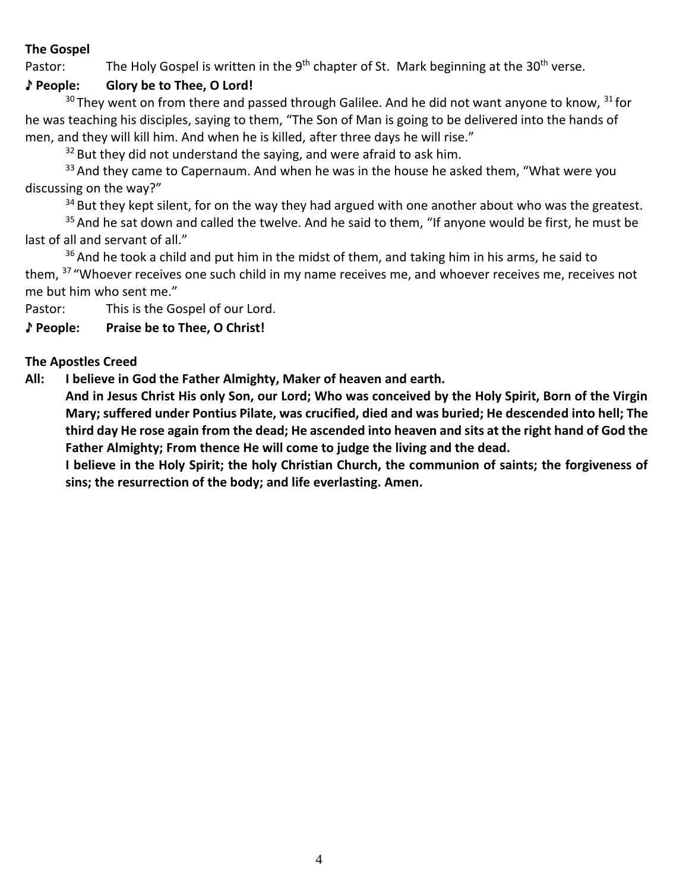**The Gospel**

Pastor: The Holy Gospel is written in the 9th chapter of St. Mark beginning at the 30th verse.

**♪ People: Glory be to Thee, O Lord!**

[30] They went on from there and passed through Galilee. And he did not want anyone to know, [31] for he was teaching his disciples, saying to them, "The Son of Man is going to be delivered into the hands of men, and they will kill him. And when he is killed, after three days he will rise."

[32] But they did not understand the saying, and were afraid to ask him.

[33] And they came to Capernaum. And when he was in the house he asked them, "What were you discussing on the way?"

[34] But they kept silent, for on the way they had argued with one another about who was the greatest.

[35] And he sat down and called the twelve. And he said to them, "If anyone would be first, he must be last of all and servant of all."

[36] And he took a child and put him in the midst of them, and taking him in his arms, he said to them, [37] "Whoever receives one such child in my name receives me, and whoever receives me, receives not me but him who sent me."

Pastor: This is the Gospel of our Lord.

**♪ People: Praise be to Thee, O Christ!**

**The Apostles Creed**

**All: I believe in God the Father Almighty, Maker of heaven and earth.**

**And in Jesus Christ His only Son, our Lord; Who was conceived by the Holy Spirit, Born of the Virgin Mary; suffered under Pontius Pilate, was crucified, died and was buried; He descended into hell; The third day He rose again from the dead; He ascended into heaven and sits at the right hand of God the Father Almighty; From thence He will come to judge the living and the dead.**

**I believe in the Holy Spirit; the holy Christian Church, the communion of saints; the forgiveness of sins; the resurrection of the body; and life everlasting. Amen.**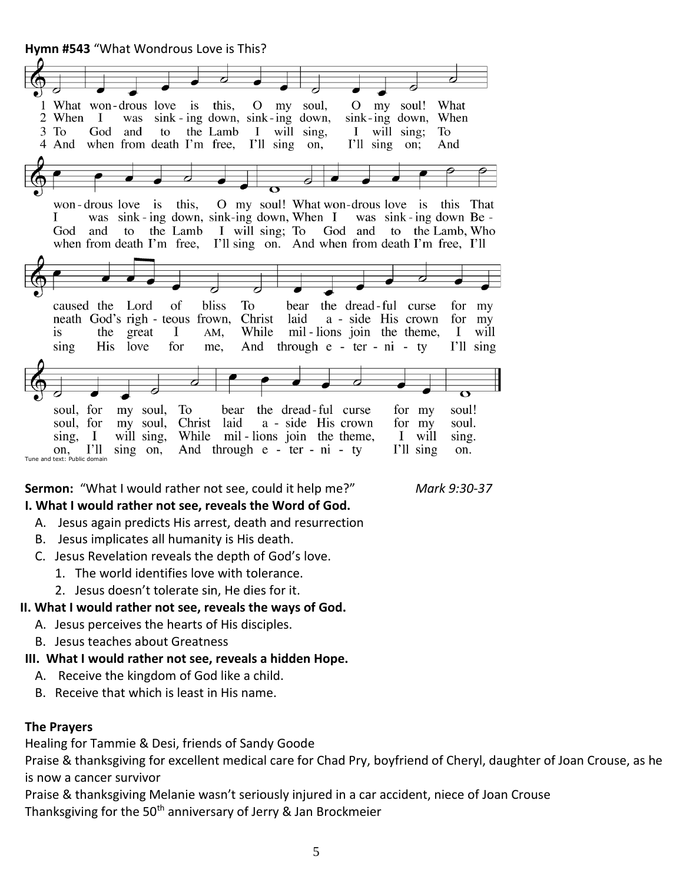**Hymn #543** "What Wondrous Love is This?

1 What wondrous love is this, O my soul, O my soul! What wondrous love is this, O my soul! What wondrous love is this That caused the Lord of bliss To bear the dreadful curse for my soul, for my soul, To bear the dreadful curse for my soul!

2 When I was sinking down, sinking down, sinking down, When I was sinking down, sinking down, When I was sinking down Beneath God's righteous frown, Christ laid aside His crown for my soul, for my soul, Christ laid aside His crown for my soul.

3 To God and to the Lamb I will sing, I will sing; To God and to the Lamb I will sing; To God and to the Lamb, Who is the great I AM, While millions join the theme, I will sing, I will sing, While millions join the theme, I will sing.

4 And when from death I'm free, I'll sing on, I'll sing on; And when from death I'm free, I'll sing on. And when from death I'm free, I'll sing His love for me, And through eternity I'll sing on, I'll sing on, And through eternity I'll sing on.

Tune and text: Public domain

**Sermon:** "What I would rather not see, could it help me?" *Mark 9:30-37*

**I. What I would rather not see, reveals the Word of God.**

A. Jesus again predicts His arrest, death and resurrection
B. Jesus implicates all humanity is His death.
C. Jesus Revelation reveals the depth of God's love.
   1. The world identifies love with tolerance.
   2. Jesus doesn't tolerate sin, He dies for it.

**II. What I would rather not see, reveals the ways of God.**

A. Jesus perceives the hearts of His disciples.
B. Jesus teaches about Greatness

**III. What I would rather not see, reveals a hidden Hope.**

A. Receive the kingdom of God like a child.
B. Receive that which is least in His name.

**The Prayers**

Healing for Tammie & Desi, friends of Sandy Goode
Praise & thanksgiving for excellent medical care for Chad Pry, boyfriend of Cheryl, daughter of Joan Crouse, as he is now a cancer survivor
Praise & thanksgiving Melanie wasn't seriously injured in a car accident, niece of Joan Crouse
Thanksgiving for the 50th anniversary of Jerry & Jan Brockmeier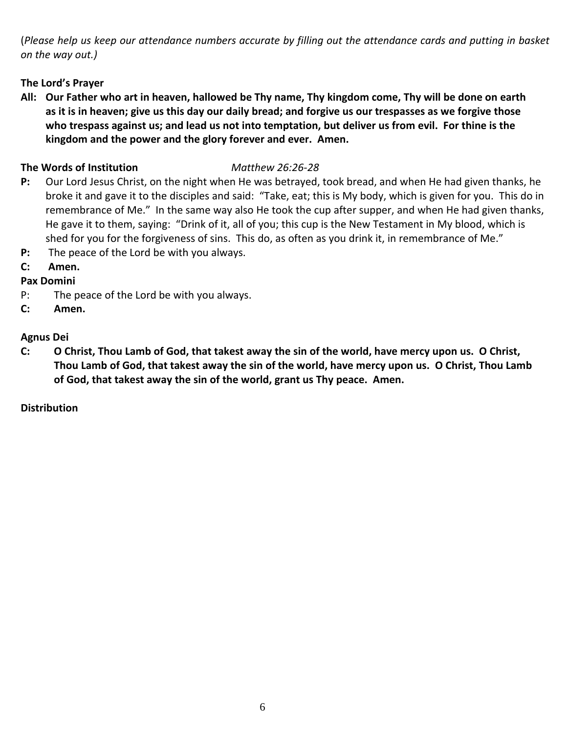(*Please help us keep our attendance numbers accurate by filling out the attendance cards and putting in basket on the way out.)*

**The Lord's Prayer**

**All: Our Father who art in heaven, hallowed be Thy name, Thy kingdom come, Thy will be done on earth as it is in heaven; give us this day our daily bread; and forgive us our trespasses as we forgive those who trespass against us; and lead us not into temptation, but deliver us from evil. For thine is the kingdom and the power and the glory forever and ever. Amen.**

**The Words of Institution** *Matthew 26:26-28*

**P:** Our Lord Jesus Christ, on the night when He was betrayed, took bread, and when He had given thanks, he broke it and gave it to the disciples and said: "Take, eat; this is My body, which is given for you. This do in remembrance of Me." In the same way also He took the cup after supper, and when He had given thanks, He gave it to them, saying: "Drink of it, all of you; this cup is the New Testament in My blood, which is shed for you for the forgiveness of sins. This do, as often as you drink it, in remembrance of Me."

**P:** The peace of the Lord be with you always.

**C: Amen.**

**Pax Domini**

P: The peace of the Lord be with you always.

**C: Amen.**

**Agnus Dei**

**C: O Christ, Thou Lamb of God, that takest away the sin of the world, have mercy upon us. O Christ, Thou Lamb of God, that takest away the sin of the world, have mercy upon us. O Christ, Thou Lamb of God, that takest away the sin of the world, grant us Thy peace. Amen.**

**Distribution**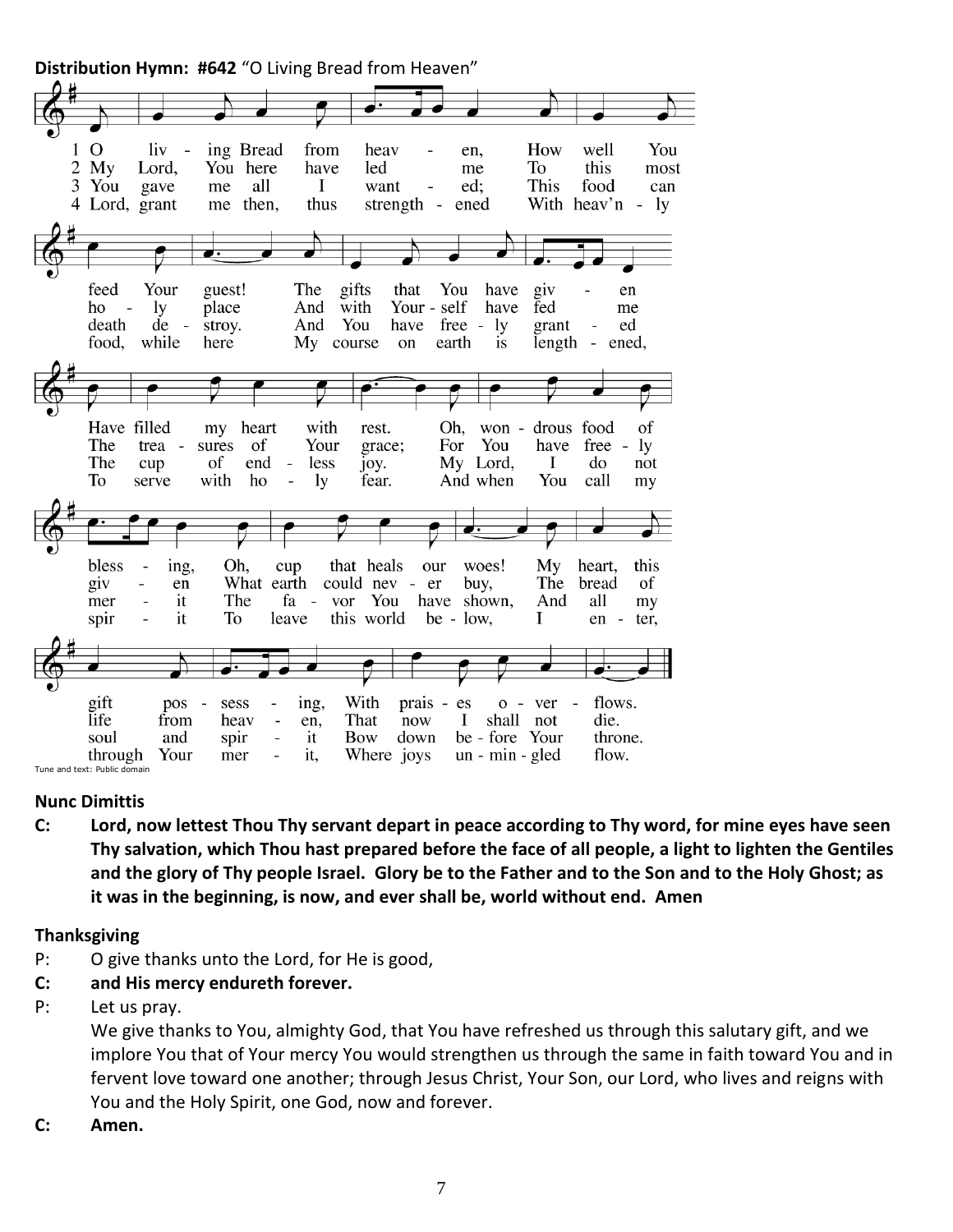**Distribution Hymn: #642** "O Living Bread from Heaven"

1 O living Bread from heaven,
How well You feed Your guest!
The gifts that You have given
Have filled my heart with rest.
Oh, wondrous food of blessing,
Oh, cup that heals our woes!
My heart, this gift possessing,
With praises overflows.

2 My Lord, You here have led me
To this most holy place
And with Yourself have fed me
The treasures of Your grace;
For You have freely given
What earth could never buy,
The bread of life from heaven,
That now I shall not die.

3 You gave me all I wanted;
This food can death destroy.
And You have freely granted
The cup of endless joy.
My Lord, I do not merit
The favor You have shown,
And all my soul and spirit
Bow down before Your throne.

4 Lord, grant me then, thus strengthened
With heav'nly food, while here
My course on earth is lengthened,
To serve with holy fear.
And when You call my spirit
To leave this world below,
I enter, through Your merit,
Where joys unmingled flow.

Tune and text: Public domain

**Nunc Dimittis**

**C: Lord, now lettest Thou Thy servant depart in peace according to Thy word, for mine eyes have seen Thy salvation, which Thou hast prepared before the face of all people, a light to lighten the Gentiles and the glory of Thy people Israel. Glory be to the Father and to the Son and to the Holy Ghost; as it was in the beginning, is now, and ever shall be, world without end. Amen**

**Thanksgiving**

P: O give thanks unto the Lord, for He is good,

**C: and His mercy endureth forever.**

P: Let us pray.
We give thanks to You, almighty God, that You have refreshed us through this salutary gift, and we implore You that of Your mercy You would strengthen us through the same in faith toward You and in fervent love toward one another; through Jesus Christ, Your Son, our Lord, who lives and reigns with You and the Holy Spirit, one God, now and forever.

**C: Amen.**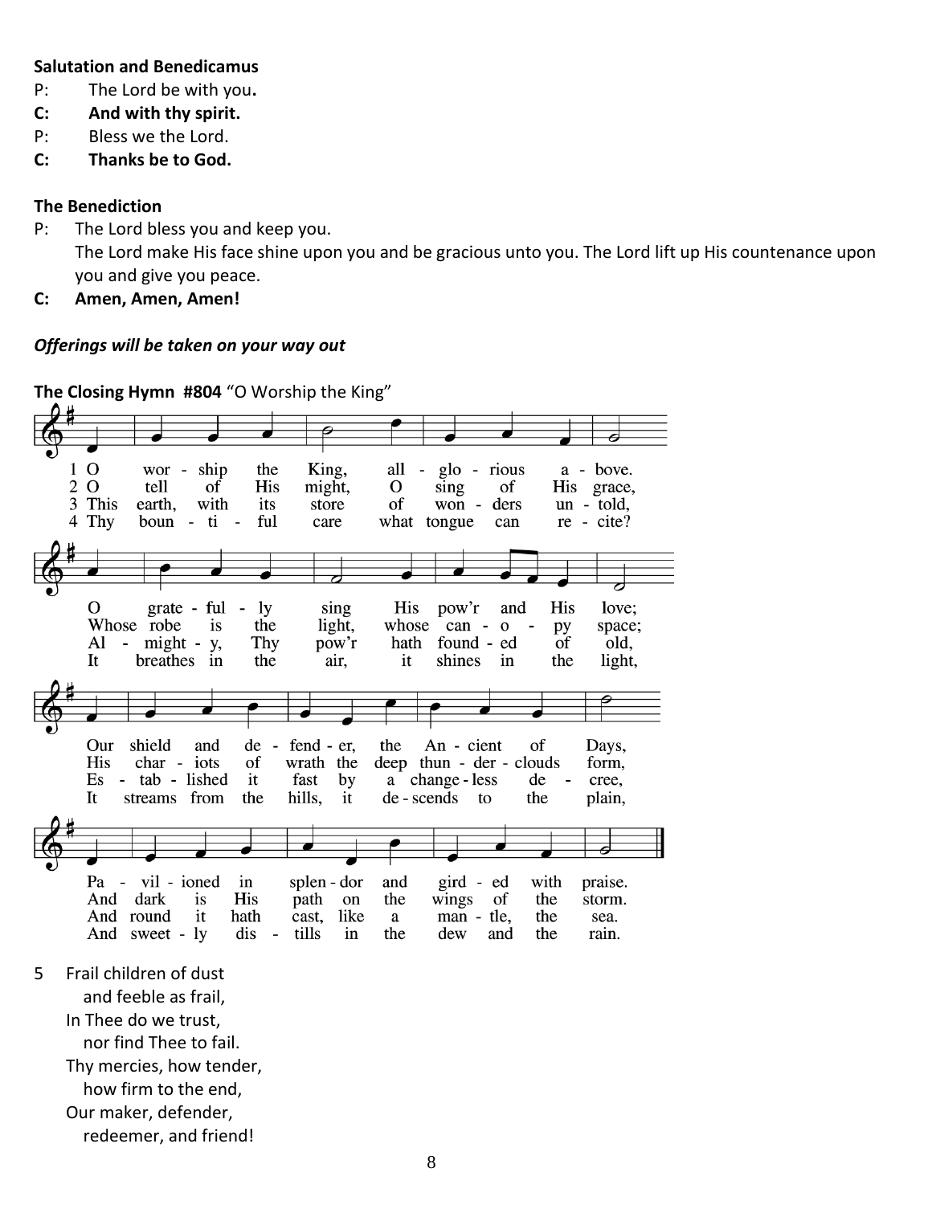**Salutation and Benedicamus**

P: The Lord be with you**.**

**C: And with thy spirit.**

P: Bless we the Lord.

**C: Thanks be to God.**

**The Benediction**

P: The Lord bless you and keep you.
The Lord make His face shine upon you and be gracious unto you. The Lord lift up His countenance upon you and give you peace.

**C: Amen, Amen, Amen!**

***Offerings will be taken on your way out***

**The Closing Hymn #804** "O Worship the King"

1 O worship the King, all glorious above.
O gratefully sing His pow'r and His love;
Our shield and defender, the Ancient of Days,
Pavilioned in splendor and girded with praise.

2 O tell of His might, O sing of His grace,
Whose robe is the light, whose canopy space;
His chariots of wrath the deep thunderclouds form,
And dark is His path on the wings of the storm.

3 This earth, with its store of wonders untold,
Almighty, Thy pow'r hath founded of old,
Established it fast by a changeless decree,
And round it hath cast, like a mantle, the sea.

4 Thy bountiful care what tongue can recite?
It breathes in the air, it shines in the light,
It streams from the hills, it descends to the plain,
And sweetly distills in the dew and the rain.

5 Frail children of dust
and feeble as frail,
In Thee do we trust,
nor find Thee to fail.
Thy mercies, how tender,
how firm to the end,
Our maker, defender,
redeemer, and friend!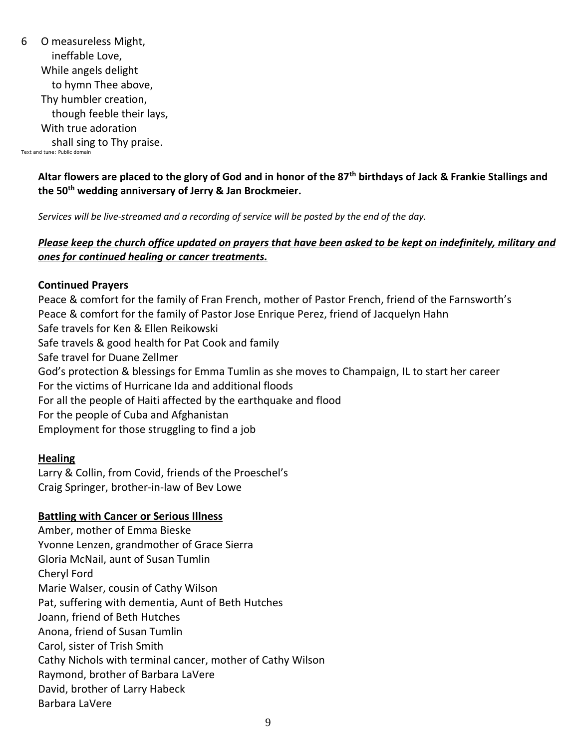6 O measureless Might,
ineffable Love,
While angels delight
to hymn Thee above,
Thy humbler creation,
though feeble their lays,
With true adoration
shall sing to Thy praise.

Text and tune: Public domain

**Altar flowers are placed to the glory of God and in honor of the 87th birthdays of Jack & Frankie Stallings and the 50th wedding anniversary of Jerry & Jan Brockmeier.**

*Services will be live-streamed and a recording of service will be posted by the end of the day.*

***Please keep the church office updated on prayers that have been asked to be kept on indefinitely, military and ones for continued healing or cancer treatments.***

**Continued Prayers**

Peace & comfort for the family of Fran French, mother of Pastor French, friend of the Farnsworth's
Peace & comfort for the family of Pastor Jose Enrique Perez, friend of Jacquelyn Hahn
Safe travels for Ken & Ellen Reikowski
Safe travels & good health for Pat Cook and family
Safe travel for Duane Zellmer
God's protection & blessings for Emma Tumlin as she moves to Champaign, IL to start her career
For the victims of Hurricane Ida and additional floods
For all the people of Haiti affected by the earthquake and flood
For the people of Cuba and Afghanistan
Employment for those struggling to find a job

**Healing**

Larry & Collin, from Covid, friends of the Proeschel's
Craig Springer, brother-in-law of Bev Lowe

**Battling with Cancer or Serious Illness**

Amber, mother of Emma Bieske
Yvonne Lenzen, grandmother of Grace Sierra
Gloria McNail, aunt of Susan Tumlin
Cheryl Ford
Marie Walser, cousin of Cathy Wilson
Pat, suffering with dementia, Aunt of Beth Hutches
Joann, friend of Beth Hutches
Anona, friend of Susan Tumlin
Carol, sister of Trish Smith
Cathy Nichols with terminal cancer, mother of Cathy Wilson
Raymond, brother of Barbara LaVere
David, brother of Larry Habeck
Barbara LaVere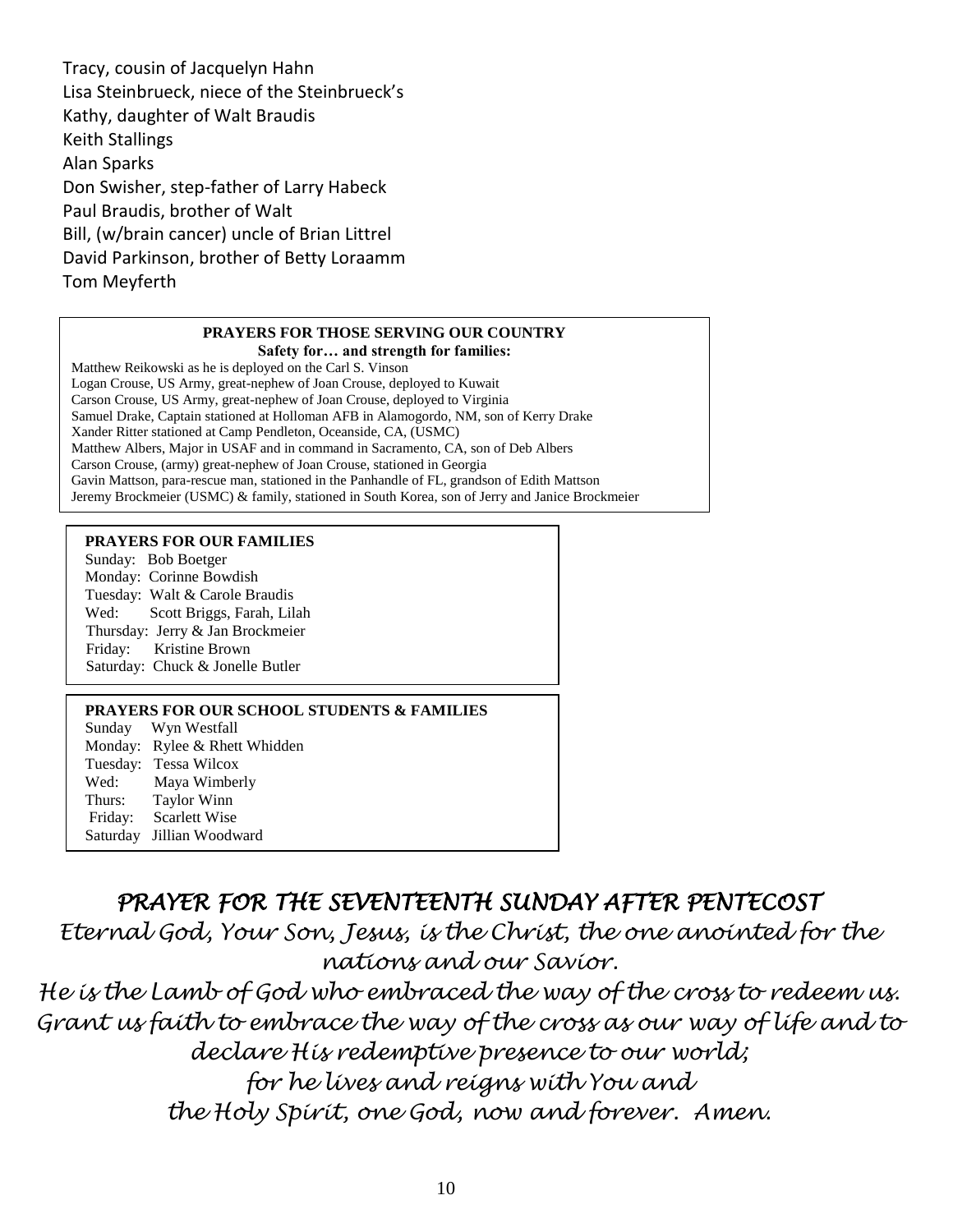Tracy, cousin of Jacquelyn Hahn
Lisa Steinbrueck, niece of the Steinbrueck's
Kathy, daughter of Walt Braudis
Keith Stallings
Alan Sparks
Don Swisher, step-father of Larry Habeck
Paul Braudis, brother of Walt
Bill, (w/brain cancer) uncle of Brian Littrel
David Parkinson, brother of Betty Loraamm
Tom Meyferth

**PRAYERS FOR THOSE SERVING OUR COUNTRY**

**Safety for… and strength for families:**

Matthew Reikowski as he is deployed on the Carl S. Vinson
Logan Crouse, US Army, great-nephew of Joan Crouse, deployed to Kuwait
Carson Crouse, US Army, great-nephew of Joan Crouse, deployed to Virginia
Samuel Drake, Captain stationed at Holloman AFB in Alamogordo, NM, son of Kerry Drake
Xander Ritter stationed at Camp Pendleton, Oceanside, CA, (USMC)
Matthew Albers, Major in USAF and in command in Sacramento, CA, son of Deb Albers
Carson Crouse, (army) great-nephew of Joan Crouse, stationed in Georgia
Gavin Mattson, para-rescue man, stationed in the Panhandle of FL, grandson of Edith Mattson
Jeremy Brockmeier (USMC) & family, stationed in South Korea, son of Jerry and Janice Brockmeier

**PRAYERS FOR OUR FAMILIES**

Sunday: Bob Boetger
Monday: Corinne Bowdish
Tuesday: Walt & Carole Braudis
Wed: Scott Briggs, Farah, Lilah
Thursday: Jerry & Jan Brockmeier
Friday: Kristine Brown
Saturday: Chuck & Jonelle Butler

**PRAYERS FOR OUR SCHOOL STUDENTS & FAMILIES**

Sunday Wyn Westfall
Monday: Rylee & Rhett Whidden
Tuesday: Tessa Wilcox
Wed: Maya Wimberly
Thurs: Taylor Winn
Friday: Scarlett Wise
Saturday Jillian Woodward

## *PRAYER FOR THE SEVENTEENTH SUNDAY AFTER PENTECOST*

*Eternal God, Your Son, Jesus, is the Christ, the one anointed for the nations and our Savior.*
*He is the Lamb of God who embraced the way of the cross to redeem us.*
*Grant us faith to embrace the way of the cross as our way of life and to declare His redemptive presence to our world;*
*for he lives and reigns with You and*
*the Holy Spirit, one God, now and forever. Amen.*